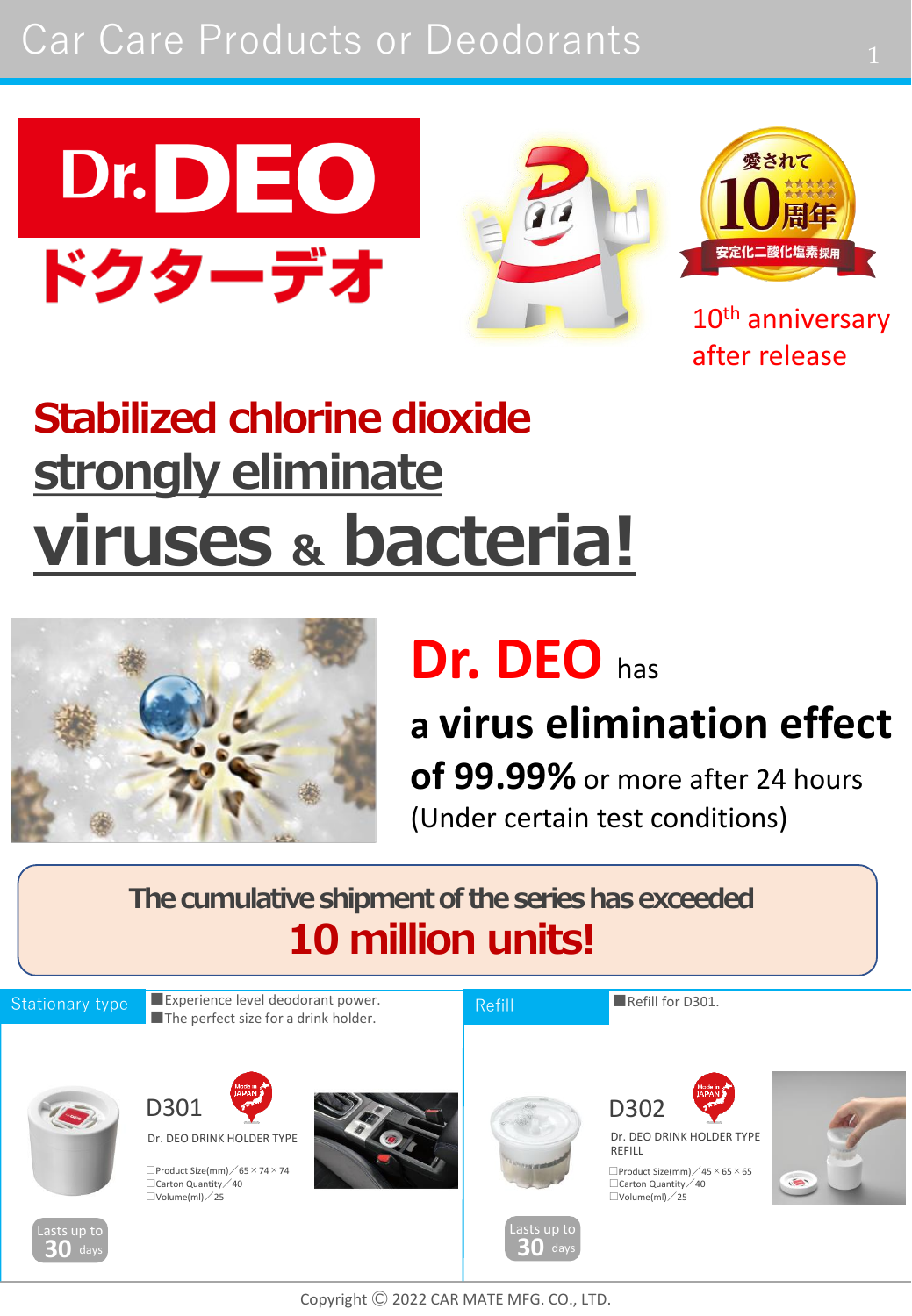# Car Care Products or Deodorants

# Dr.DEO

ドクターデオ

愛されて10周年

安定化二酸化塩素採用

10th anniversary after release

## Stabilized chlorine dioxide strongly eliminate viruses & bacteria!

**Dr. DEO** has **a virus elimination effect of 99.99%** or more after 24 hours (Under certain test conditions)

**The cumulative shipment of the series has exceeded 10 million units!**

### Stationary type

■Experience level deodorant power.
■The perfect size for a drink holder.

**D301**

Made in JAPAN

Dr. DEO DRINK HOLDER TYPE

□Product Size(mm)／65×74×74
□Carton Quantity／40
□Volume(ml)／25

Lasts up to 30 days

### Refill

■Refill for D301.

**D302**

Made in JAPAN

Dr. DEO DRINK HOLDER TYPE REFILL

□Product Size(mm)／45×65×65
□Carton Quantity／40
□Volume(ml)／25

Lasts up to 30 days

Copyright © 2022 CAR MATE MFG. CO., LTD.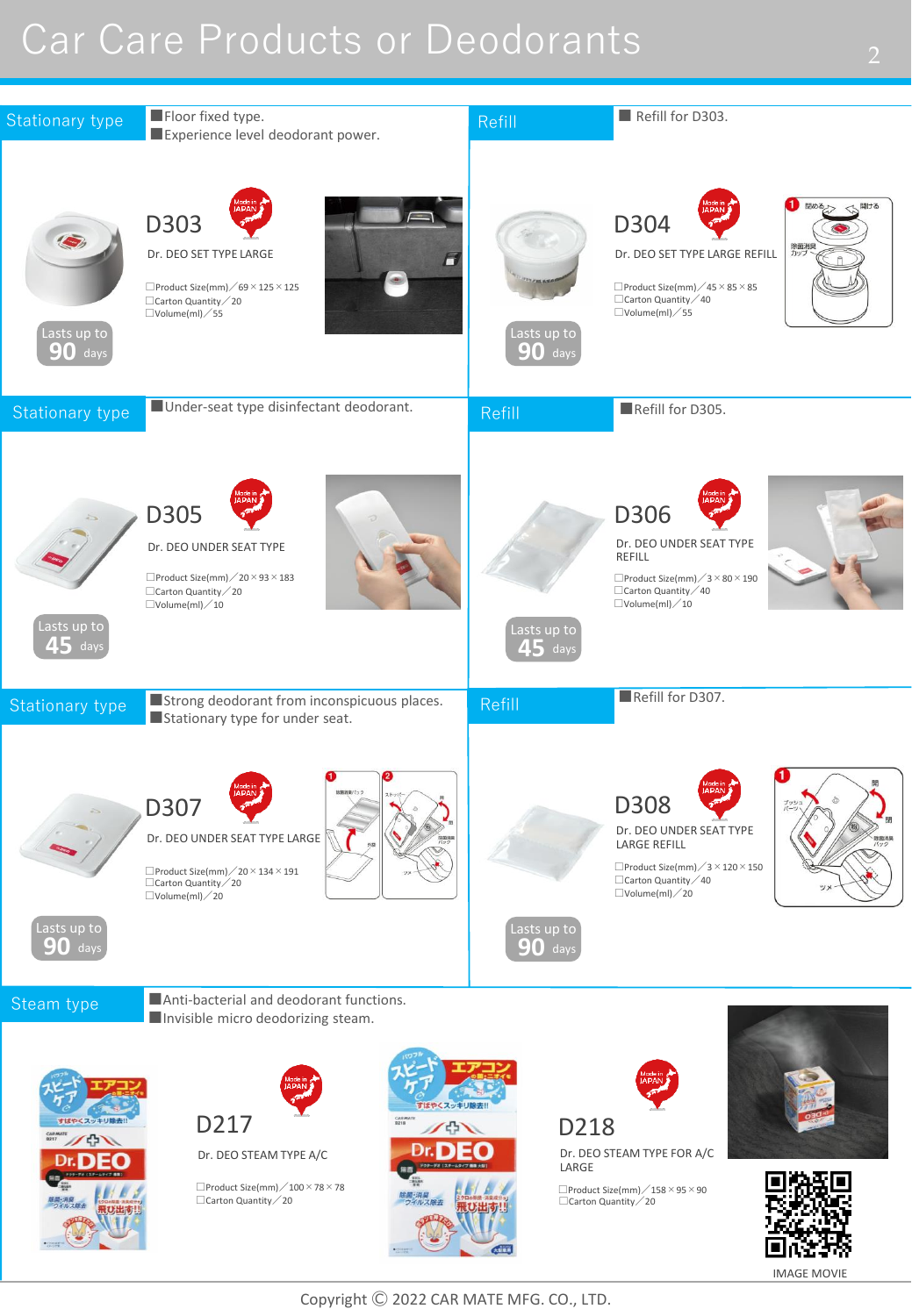# Car Care Products or Deodorants

## Stationary type

- Floor fixed type.
- Experience level deodorant power.

### D303

Dr. DEO SET TYPE LARGE

- Product Size(mm)／69×125×125
- Carton Quantity／20
- Volume(ml)／55

Lasts up to 90 days

## Refill

- Refill for D303.

### D304

Dr. DEO SET TYPE LARGE REFILL

- Product Size(mm)／45×85×85
- Carton Quantity／40
- Volume(ml)／55

Lasts up to 90 days

## Stationary type

- Under-seat type disinfectant deodorant.

### D305

Dr. DEO UNDER SEAT TYPE

- Product Size(mm)／20×93×183
- Carton Quantity／20
- Volume(ml)／10

Lasts up to 45 days

## Refill

- Refill for D305.

### D306

Dr. DEO UNDER SEAT TYPE REFILL

- Product Size(mm)／3×80×190
- Carton Quantity／40
- Volume(ml)／10

Lasts up to 45 days

## Stationary type

- Strong deodorant from inconspicuous places.
- Stationary type for under seat.

### D307

Dr. DEO UNDER SEAT TYPE LARGE

- Product Size(mm)／20×134×191
- Carton Quantity／20
- Volume(ml)／20

Lasts up to 90 days

## Refill

- Refill for D307.

### D308

Dr. DEO UNDER SEAT TYPE LARGE REFILL

- Product Size(mm)／3×120×150
- Carton Quantity／40
- Volume(ml)／20

Lasts up to 90 days

## Steam type

- Anti-bacterial and deodorant functions.
- Invisible micro deodorizing steam.

### D217

Dr. DEO STEAM TYPE A/C

- Product Size(mm)／100×78×78
- Carton Quantity／20

### D218

Dr. DEO STEAM TYPE FOR A/C LARGE

- Product Size(mm)／158×95×90
- Carton Quantity／20

IMAGE MOVIE

Copyright Ⓒ 2022 CAR MATE MFG. CO., LTD.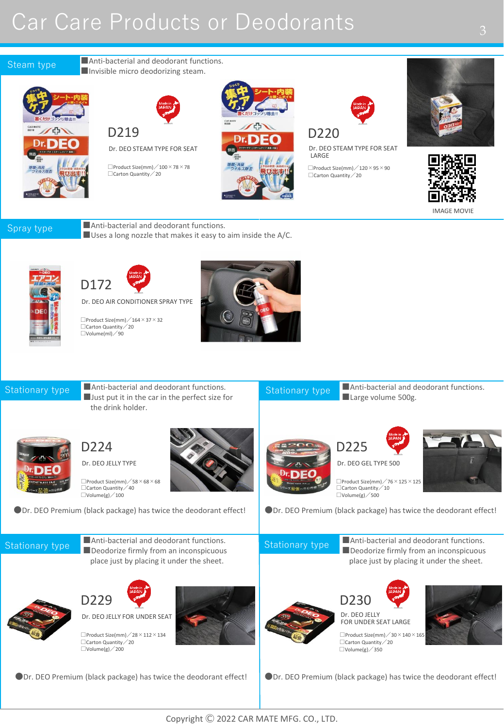# Car Care Products or Deodorants

## Steam type

- Anti-bacterial and deodorant functions.
- Invisible micro deodorizing steam.

### D219

Made in JAPAN

Dr. DEO STEAM TYPE FOR SEAT

- Product Size(mm)／100 × 78 × 78
- Carton Quantity／20

### D220

Made in JAPAN

Dr. DEO STEAM TYPE FOR SEAT LARGE

- Product Size(mm)／120 × 95 × 90
- Carton Quantity／20

IMAGE MOVIE

## Spray type

- Anti-bacterial and deodorant functions.
- Uses a long nozzle that makes it easy to aim inside the A/C.

### D172

Made in JAPAN

Dr. DEO AIR CONDITIONER SPRAY TYPE

- Product Size(mm)／164 × 37 × 32
- Carton Quantity／20
- Volume(ml)／90

## Stationary type

- Anti-bacterial and deodorant functions.
- Just put it in the car in the perfect size for the drink holder.

### D224

Dr. DEO JELLY TYPE

- Product Size(mm)／58 × 68 × 68
- Carton Quantity／40
- Volume(g)／100

● Dr. DEO Premium (black package) has twice the deodorant effect!

## Stationary type

- Anti-bacterial and deodorant functions.
- Large volume 500g.

### D225

Made in JAPAN

Dr. DEO GEL TYPE 500

- Product Size(mm)／76 × 125 × 125
- Carton Quantity／10
- Volume(g)／500

● Dr. DEO Premium (black package) has twice the deodorant effect!

## Stationary type

- Anti-bacterial and deodorant functions.
- Deodorize firmly from an inconspicuous place just by placing it under the sheet.

### D229

Made in JAPAN

Dr. DEO JELLY FOR UNDER SEAT

- Product Size(mm)／28 × 112 × 134
- Carton Quantity／20
- Volume(g)／200

● Dr. DEO Premium (black package) has twice the deodorant effect!

## Stationary type

- Anti-bacterial and deodorant functions.
- Deodorize firmly from an inconspicuous place just by placing it under the sheet.

### D230

Made in JAPAN

Dr. DEO JELLY FOR UNDER SEAT LARGE

- Product Size(mm)／30 × 140 × 165
- Carton Quantity／20
- Volume(g)／350

● Dr. DEO Premium (black package) has twice the deodorant effect!

Copyright Ⓒ 2022 CAR MATE MFG. CO., LTD.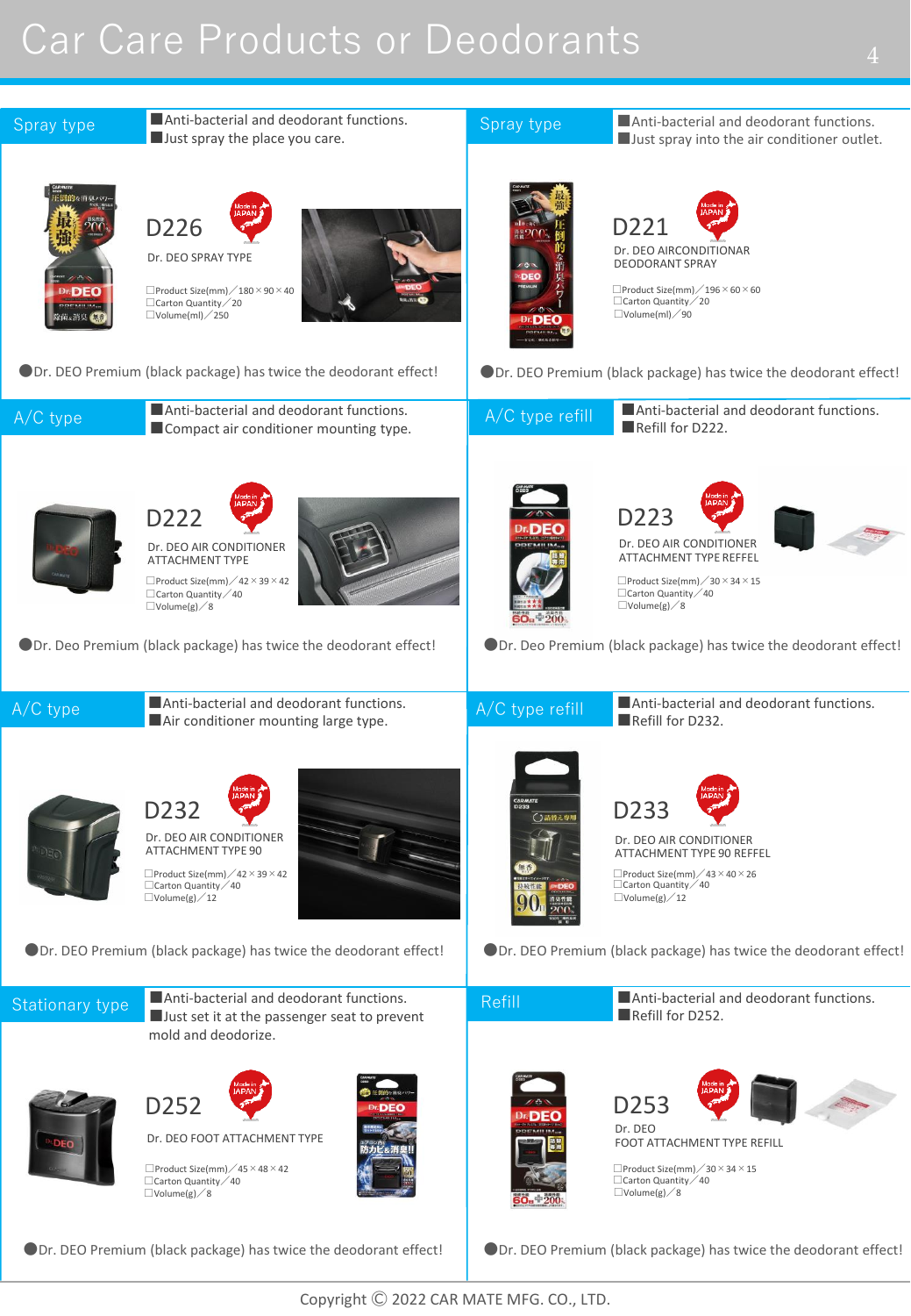# Car Care Products or Deodorants

## Spray type

■Anti-bacterial and deodorant functions.
■Just spray the place you care.

### D226

Made in JAPAN

Dr. DEO SPRAY TYPE

□Product Size(mm)／180×90×40
□Carton Quantity／20
□Volume(ml)／250

●Dr. DEO Premium (black package) has twice the deodorant effect!

## Spray type

■Anti-bacterial and deodorant functions.
■Just spray into the air conditioner outlet.

### D221

Made in JAPAN

Dr. DEO AIRCONDITIONAR DEODORANT SPRAY

□Product Size(mm)／196×60×60
□Carton Quantity／20
□Volume(ml)／90

●Dr. DEO Premium (black package) has twice the deodorant effect!

## A/C type

■Anti-bacterial and deodorant functions.
■Compact air conditioner mounting type.

### D222

Made in JAPAN

Dr. DEO AIR CONDITIONER ATTACHMENT TYPE

□Product Size(mm)／42×39×42
□Carton Quantity／40
□Volume(g)／8

●Dr. Deo Premium (black package) has twice the deodorant effect!

## A/C type refill

■Anti-bacterial and deodorant functions.
■Refill for D222.

### D223

Made in JAPAN

Dr. DEO AIR CONDITIONER ATTACHMENT TYPE REFFEL

□Product Size(mm)／30×34×15
□Carton Quantity／40
□Volume(g)／8

●Dr. Deo Premium (black package) has twice the deodorant effect!

## A/C type

■Anti-bacterial and deodorant functions.
■Air conditioner mounting large type.

### D232

Made in JAPAN

Dr. DEO AIR CONDITIONER ATTACHMENT TYPE 90

□Product Size(mm)／42×39×42
□Carton Quantity／40
□Volume(g)／12

●Dr. DEO Premium (black package) has twice the deodorant effect!

## A/C type refill

■Anti-bacterial and deodorant functions.
■Refill for D232.

### D233

Made in JAPAN

Dr. DEO AIR CONDITIONER ATTACHMENT TYPE 90 REFFEL

□Product Size(mm)／43×40×26
□Carton Quantity／40
□Volume(g)／12

●Dr. DEO Premium (black package) has twice the deodorant effect!

## Stationary type

■Anti-bacterial and deodorant functions.
■Just set it at the passenger seat to prevent mold and deodorize.

### D252

Made in JAPAN

Dr. DEO FOOT ATTACHMENT TYPE

□Product Size(mm)／45×48×42
□Carton Quantity／40
□Volume(g)／8

●Dr. DEO Premium (black package) has twice the deodorant effect!

## Refill

■Anti-bacterial and deodorant functions.
■Refill for D252.

### D253

Made in JAPAN

Dr. DEO FOOT ATTACHMENT TYPE REFILL

□Product Size(mm)／30×34×15
□Carton Quantity／40
□Volume(g)／8

●Dr. DEO Premium (black package) has twice the deodorant effect!

Copyright Ⓒ 2022 CAR MATE MFG. CO., LTD.